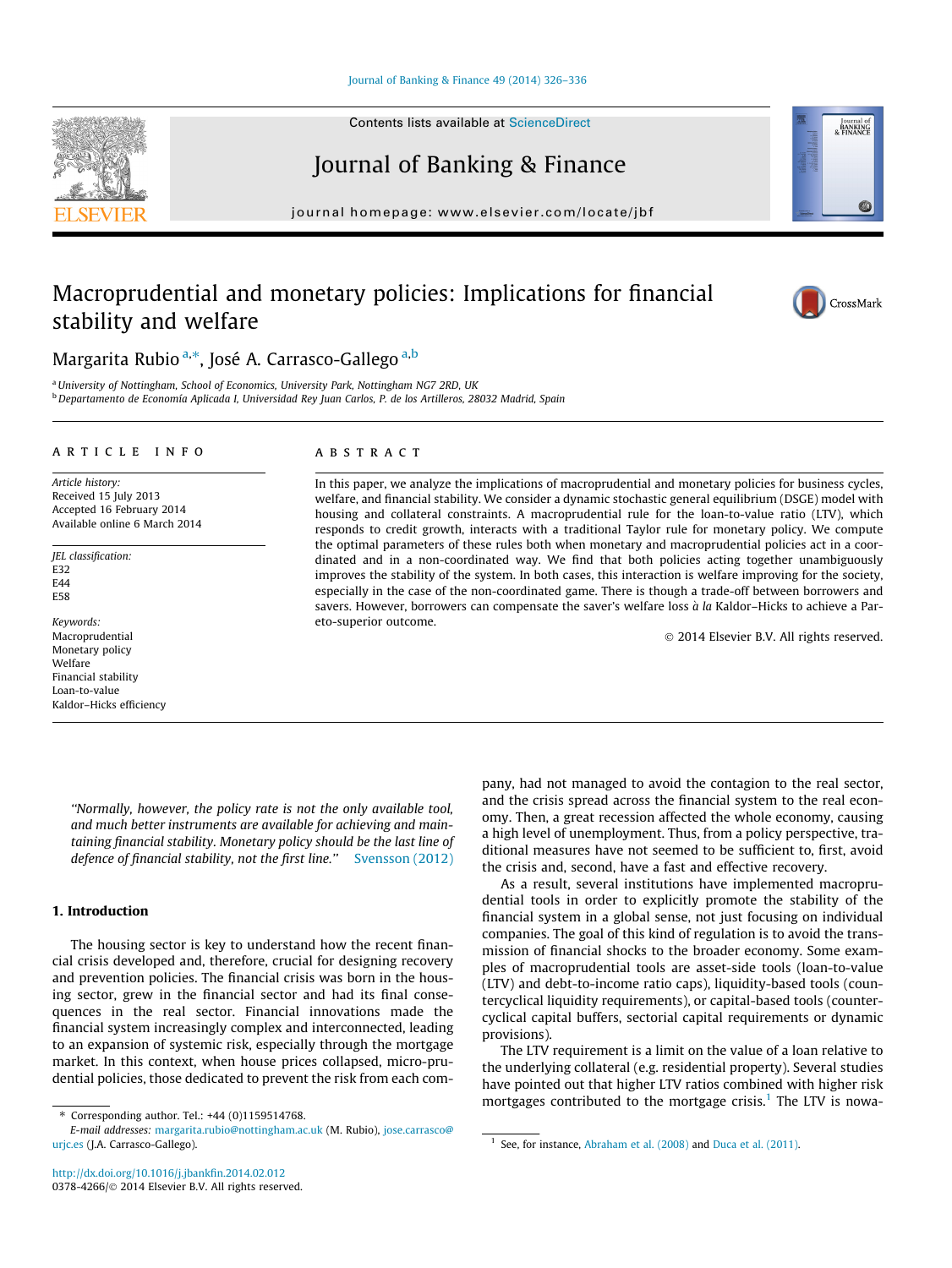# Macroprudential and monetary policies: Implications for financial stability and welfare

Margarita Rubio [a,*], José A. Carrasco-Gallego [a,b]

[a] University of Nottingham, School of Economics, University Park, Nottingham NG7 2RD, UK

[b] Departamento de Economía Aplicada I, Universidad Rey Juan Carlos, P. de los Artilleros, 28032 Madrid, Spain

## ARTICLE INFO

*Article history:*
Received 15 July 2013
Accepted 16 February 2014
Available online 6 March 2014

*JEL classification:*
E32
E44
E58

*Keywords:*
Macroprudential
Monetary policy
Welfare
Financial stability
Loan-to-value
Kaldor–Hicks efficiency

## ABSTRACT

In this paper, we analyze the implications of macroprudential and monetary policies for business cycles, welfare, and financial stability. We consider a dynamic stochastic general equilibrium (DSGE) model with housing and collateral constraints. A macroprudential rule for the loan-to-value ratio (LTV), which responds to credit growth, interacts with a traditional Taylor rule for monetary policy. We compute the optimal parameters of these rules both when monetary and macroprudential policies act in a coordinated and in a non-coordinated way. We find that both policies acting together unambiguously improves the stability of the system. In both cases, this interaction is welfare improving for the society, especially in the case of the non-coordinated game. There is though a trade-off between borrowers and savers. However, borrowers can compensate the saver's welfare loss *à la* Kaldor–Hicks to achieve a Pareto-superior outcome.

© 2014 Elsevier B.V. All rights reserved.

> *"Normally, however, the policy rate is not the only available tool, and much better instruments are available for achieving and maintaining financial stability. Monetary policy should be the last line of defence of financial stability, not the first line."* Svensson (2012)

## 1. Introduction

The housing sector is key to understand how the recent financial crisis developed and, therefore, crucial for designing recovery and prevention policies. The financial crisis was born in the housing sector, grew in the financial sector and had its final consequences in the real sector. Financial innovations made the financial system increasingly complex and interconnected, leading to an expansion of systemic risk, especially through the mortgage market. In this context, when house prices collapsed, micro-prudential policies, those dedicated to prevent the risk from each company, had not managed to avoid the contagion to the real sector, and the crisis spread across the financial system to the real economy. Then, a great recession affected the whole economy, causing a high level of unemployment. Thus, from a policy perspective, traditional measures have not seemed to be sufficient to, first, avoid the crisis and, second, have a fast and effective recovery.

As a result, several institutions have implemented macroprudential tools in order to explicitly promote the stability of the financial system in a global sense, not just focusing on individual companies. The goal of this kind of regulation is to avoid the transmission of financial shocks to the broader economy. Some examples of macroprudential tools are asset-side tools (loan-to-value (LTV) and debt-to-income ratio caps), liquidity-based tools (countercyclical liquidity requirements), or capital-based tools (countercyclical capital buffers, sectorial capital requirements or dynamic provisions).

The LTV requirement is a limit on the value of a loan relative to the underlying collateral (e.g. residential property). Several studies have pointed out that higher LTV ratios combined with higher risk mortgages contributed to the mortgage crisis.[1] The LTV is nowa-

\* Corresponding author. Tel.: +44 (0)1159514768.
*E-mail addresses:* margarita.rubio@nottingham.ac.uk (M. Rubio), jose.carrasco@urjc.es (J.A. Carrasco-Gallego).

[1] See, for instance, Abraham et al. (2008) and Duca et al. (2011).

http://dx.doi.org/10.1016/j.jbankfin.2014.02.012
0378-4266/© 2014 Elsevier B.V. All rights reserved.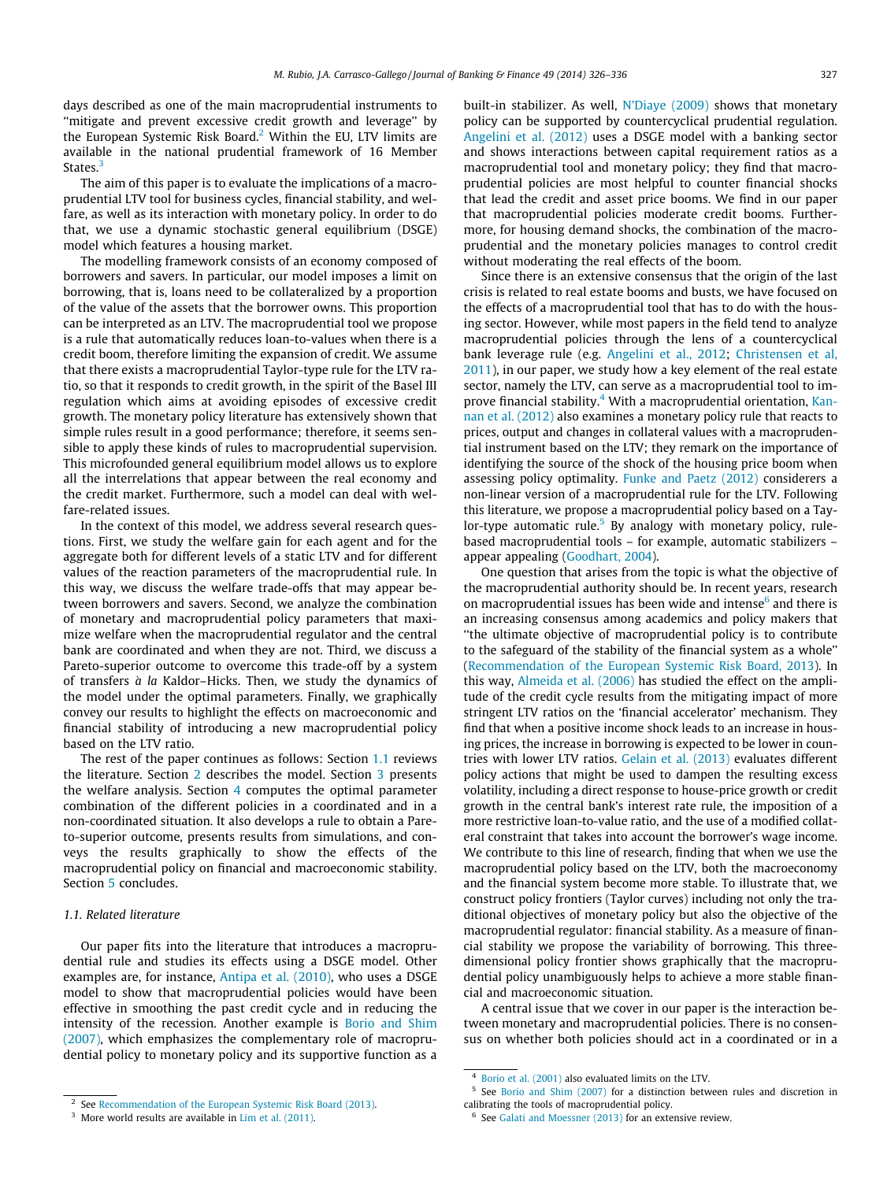days described as one of the main macroprudential instruments to "mitigate and prevent excessive credit growth and leverage" by the European Systemic Risk Board.[2] Within the EU, LTV limits are available in the national prudential framework of 16 Member States.[3]

The aim of this paper is to evaluate the implications of a macroprudential LTV tool for business cycles, financial stability, and welfare, as well as its interaction with monetary policy. In order to do that, we use a dynamic stochastic general equilibrium (DSGE) model which features a housing market.

The modelling framework consists of an economy composed of borrowers and savers. In particular, our model imposes a limit on borrowing, that is, loans need to be collateralized by a proportion of the value of the assets that the borrower owns. This proportion can be interpreted as an LTV. The macroprudential tool we propose is a rule that automatically reduces loan-to-values when there is a credit boom, therefore limiting the expansion of credit. We assume that there exists a macroprudential Taylor-type rule for the LTV ratio, so that it responds to credit growth, in the spirit of the Basel III regulation which aims at avoiding episodes of excessive credit growth. The monetary policy literature has extensively shown that simple rules result in a good performance; therefore, it seems sensible to apply these kinds of rules to macroprudential supervision. This microfounded general equilibrium model allows us to explore all the interrelations that appear between the real economy and the credit market. Furthermore, such a model can deal with welfare-related issues.

In the context of this model, we address several research questions. First, we study the welfare gain for each agent and for the aggregate both for different levels of a static LTV and for different values of the reaction parameters of the macroprudential rule. In this way, we discuss the welfare trade-offs that may appear between borrowers and savers. Second, we analyze the combination of monetary and macroprudential policy parameters that maximize welfare when the macroprudential regulator and the central bank are coordinated and when they are not. Third, we discuss a Pareto-superior outcome to overcome this trade-off by a system of transfers *à la* Kaldor–Hicks. Then, we study the dynamics of the model under the optimal parameters. Finally, we graphically convey our results to highlight the effects on macroeconomic and financial stability of introducing a new macroprudential policy based on the LTV ratio.

The rest of the paper continues as follows: Section 1.1 reviews the literature. Section 2 describes the model. Section 3 presents the welfare analysis. Section 4 computes the optimal parameter combination of the different policies in a coordinated and in a non-coordinated situation. It also develops a rule to obtain a Pareto-superior outcome, presents results from simulations, and conveys the results graphically to show the effects of the macroprudential policy on financial and macroeconomic stability. Section 5 concludes.

### *1.1. Related literature*

Our paper fits into the literature that introduces a macroprudential rule and studies its effects using a DSGE model. Other examples are, for instance, Antipa et al. (2010), who uses a DSGE model to show that macroprudential policies would have been effective in smoothing the past credit cycle and in reducing the intensity of the recession. Another example is Borio and Shim (2007), which emphasizes the complementary role of macroprudential policy to monetary policy and its supportive function as a built-in stabilizer. As well, N'Diaye (2009) shows that monetary policy can be supported by countercyclical prudential regulation. Angelini et al. (2012) uses a DSGE model with a banking sector and shows interactions between capital requirement ratios as a macroprudential tool and monetary policy; they find that macroprudential policies are most helpful to counter financial shocks that lead the credit and asset price booms. We find in our paper that macroprudential policies moderate credit booms. Furthermore, for housing demand shocks, the combination of the macroprudential and the monetary policies manages to control credit without moderating the real effects of the boom.

Since there is an extensive consensus that the origin of the last crisis is related to real estate booms and busts, we have focused on the effects of a macroprudential tool that has to do with the housing sector. However, while most papers in the field tend to analyze macroprudential policies through the lens of a countercyclical bank leverage rule (e.g. Angelini et al., 2012; Christensen et al, 2011), in our paper, we study how a key element of the real estate sector, namely the LTV, can serve as a macroprudential tool to improve financial stability.[4] With a macroprudential orientation, Kannan et al. (2012) also examines a monetary policy rule that reacts to prices, output and changes in collateral values with a macroprudential instrument based on the LTV; they remark on the importance of identifying the source of the shock of the housing price boom when assessing policy optimality. Funke and Paetz (2012) considerers a non-linear version of a macroprudential rule for the LTV. Following this literature, we propose a macroprudential policy based on a Taylor-type automatic rule.[5] By analogy with monetary policy, rule-based macroprudential tools – for example, automatic stabilizers – appear appealing (Goodhart, 2004).

One question that arises from the topic is what the objective of the macroprudential authority should be. In recent years, research on macroprudential issues has been wide and intense[6] and there is an increasing consensus among academics and policy makers that "the ultimate objective of macroprudential policy is to contribute to the safeguard of the stability of the financial system as a whole" (Recommendation of the European Systemic Risk Board, 2013). In this way, Almeida et al. (2006) has studied the effect on the amplitude of the credit cycle results from the mitigating impact of more stringent LTV ratios on the 'financial accelerator' mechanism. They find that when a positive income shock leads to an increase in housing prices, the increase in borrowing is expected to be lower in countries with lower LTV ratios. Gelain et al. (2013) evaluates different policy actions that might be used to dampen the resulting excess volatility, including a direct response to house-price growth or credit growth in the central bank's interest rate rule, the imposition of a more restrictive loan-to-value ratio, and the use of a modified collateral constraint that takes into account the borrower's wage income. We contribute to this line of research, finding that when we use the macroprudential policy based on the LTV, both the macroeconomy and the financial system become more stable. To illustrate that, we construct policy frontiers (Taylor curves) including not only the traditional objectives of monetary policy but also the objective of the macroprudential regulator: financial stability. As a measure of financial stability we propose the variability of borrowing. This three-dimensional policy frontier shows graphically that the macroprudential policy unambiguously helps to achieve a more stable financial and macroeconomic situation.

A central issue that we cover in our paper is the interaction between monetary and macroprudential policies. There is no consensus on whether both policies should act in a coordinated or in a

---

[2] See Recommendation of the European Systemic Risk Board (2013).

[3] More world results are available in Lim et al. (2011).

[4] Borio et al. (2001) also evaluated limits on the LTV.

[5] See Borio and Shim (2007) for a distinction between rules and discretion in calibrating the tools of macroprudential policy.

[6] See Galati and Moessner (2013) for an extensive review.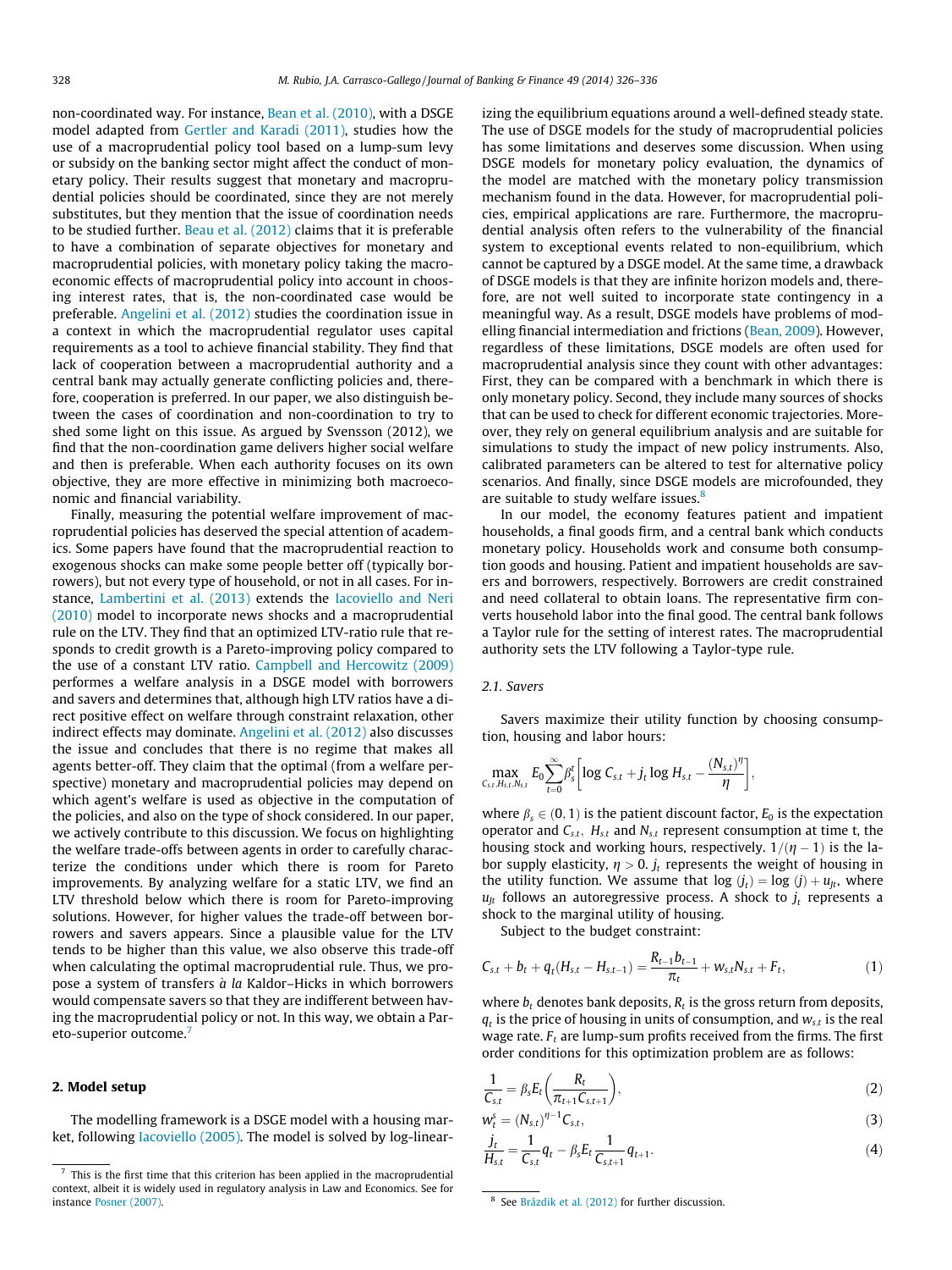non-coordinated way. For instance, Bean et al. (2010), with a DSGE model adapted from Gertler and Karadi (2011), studies how the use of a macroprudential policy tool based on a lump-sum levy or subsidy on the banking sector might affect the conduct of monetary policy. Their results suggest that monetary and macroprudential policies should be coordinated, since they are not merely substitutes, but they mention that the issue of coordination needs to be studied further. Beau et al. (2012) claims that it is preferable to have a combination of separate objectives for monetary and macroprudential policies, with monetary policy taking the macroeconomic effects of macroprudential policy into account in choosing interest rates, that is, the non-coordinated case would be preferable. Angelini et al. (2012) studies the coordination issue in a context in which the macroprudential regulator uses capital requirements as a tool to achieve financial stability. They find that lack of cooperation between a macroprudential authority and a central bank may actually generate conflicting policies and, therefore, cooperation is preferred. In our paper, we also distinguish between the cases of coordination and non-coordination to try to shed some light on this issue. As argued by Svensson (2012), we find that the non-coordination game delivers higher social welfare and then is preferable. When each authority focuses on its own objective, they are more effective in minimizing both macroeconomic and financial variability.

Finally, measuring the potential welfare improvement of macroprudential policies has deserved the special attention of academics. Some papers have found that the macroprudential reaction to exogenous shocks can make some people better off (typically borrowers), but not every type of household, or not in all cases. For instance, Lambertini et al. (2013) extends the Iacoviello and Neri (2010) model to incorporate news shocks and a macroprudential rule on the LTV. They find that an optimized LTV-ratio rule that responds to credit growth is a Pareto-improving policy compared to the use of a constant LTV ratio. Campbell and Hercowitz (2009) performes a welfare analysis in a DSGE model with borrowers and savers and determines that, although high LTV ratios have a direct positive effect on welfare through constraint relaxation, other indirect effects may dominate. Angelini et al. (2012) also discusses the issue and concludes that there is no regime that makes all agents better-off. They claim that the optimal (from a welfare perspective) monetary and macroprudential policies may depend on which agent's welfare is used as objective in the computation of the policies, and also on the type of shock considered. In our paper, we actively contribute to this discussion. We focus on highlighting the welfare trade-offs between agents in order to carefully characterize the conditions under which there is room for Pareto improvements. By analyzing welfare for a static LTV, we find an LTV threshold below which there is room for Pareto-improving solutions. However, for higher values the trade-off between borrowers and savers appears. Since a plausible value for the LTV tends to be higher than this value, we also observe this trade-off when calculating the optimal macroprudential rule. Thus, we propose a system of transfers *à la* Kaldor–Hicks in which borrowers would compensate savers so that they are indifferent between having the macroprudential policy or not. In this way, we obtain a Pareto-superior outcome.[7]

## 2. Model setup

The modelling framework is a DSGE model with a housing market, following Iacoviello (2005). The model is solved by log-linearizing the equilibrium equations around a well-defined steady state. The use of DSGE models for the study of macroprudential policies has some limitations and deserves some discussion. When using DSGE models for monetary policy evaluation, the dynamics of the model are matched with the monetary policy transmission mechanism found in the data. However, for macroprudential policies, empirical applications are rare. Furthermore, the macroprudential analysis often refers to the vulnerability of the financial system to exceptional events related to non-equilibrium, which cannot be captured by a DSGE model. At the same time, a drawback of DSGE models is that they are infinite horizon models and, therefore, are not well suited to incorporate state contingency in a meaningful way. As a result, DSGE models have problems of modelling financial intermediation and frictions (Bean, 2009). However, regardless of these limitations, DSGE models are often used for macroprudential analysis since they count with other advantages: First, they can be compared with a benchmark in which there is only monetary policy. Second, they include many sources of shocks that can be used to check for different economic trajectories. Moreover, they rely on general equilibrium analysis and are suitable for simulations to study the impact of new policy instruments. Also, calibrated parameters can be altered to test for alternative policy scenarios. And finally, since DSGE models are microfounded, they are suitable to study welfare issues.[8]

In our model, the economy features patient and impatient households, a final goods firm, and a central bank which conducts monetary policy. Households work and consume both consumption goods and housing. Patient and impatient households are savers and borrowers, respectively. Borrowers are credit constrained and need collateral to obtain loans. The representative firm converts household labor into the final good. The central bank follows a Taylor rule for the setting of interest rates. The macroprudential authority sets the LTV following a Taylor-type rule.

### 2.1. Savers

Savers maximize their utility function by choosing consumption, housing and labor hours:

$$\max_{C_{s,t}, H_{s,t}, N_{s,t}} E_0 \sum_{t=0}^{\infty} \beta_s^t \left[ \log C_{s,t} + j_t \log H_{s,t} - \frac{(N_{s,t})^{\eta}}{\eta} \right],$$

where $\beta_s \in (0, 1)$ is the patient discount factor, $E_0$ is the expectation operator and $C_{s,t}$, $H_{s,t}$ and $N_{s,t}$ represent consumption at time t, the housing stock and working hours, respectively. $1/(\eta - 1)$ is the labor supply elasticity, $\eta > 0$. $j_t$ represents the weight of housing in the utility function. We assume that $\log(j_t) = \log(j) + u_{Jt}$, where $u_{Jt}$ follows an autoregressive process. A shock to $j_t$ represents a shock to the marginal utility of housing.

Subject to the budget constraint:

$$C_{s,t} + b_t + q_t(H_{s,t} - H_{s,t-1}) = \frac{R_{t-1} b_{t-1}}{\pi_t} + w_{s,t} N_{s,t} + F_t, \tag{1}$$

where $b_t$ denotes bank deposits, $R_t$ is the gross return from deposits, $q_t$ is the price of housing in units of consumption, and $w_{s,t}$ is the real wage rate. $F_t$ are lump-sum profits received from the firms. The first order conditions for this optimization problem are as follows:

$$\frac{1}{C_{s,t}} = \beta_s E_t \left( \frac{R_t}{\pi_{t+1} C_{s,t+1}} \right), \tag{2}$$

$$w_t^s = (N_{s,t})^{\eta - 1} C_{s,t}, \tag{3}$$

$$\frac{j_t}{H_{s,t}} = \frac{1}{C_{s,t}} q_t - \beta_s E_t \frac{1}{C_{s,t+1}} q_{t+1}. \tag{4}$$

[7] This is the first time that this criterion has been applied in the macroprudential context, albeit it is widely used in regulatory analysis in Law and Economics. See for instance Posner (2007).

[8] See Brázdik et al. (2012) for further discussion.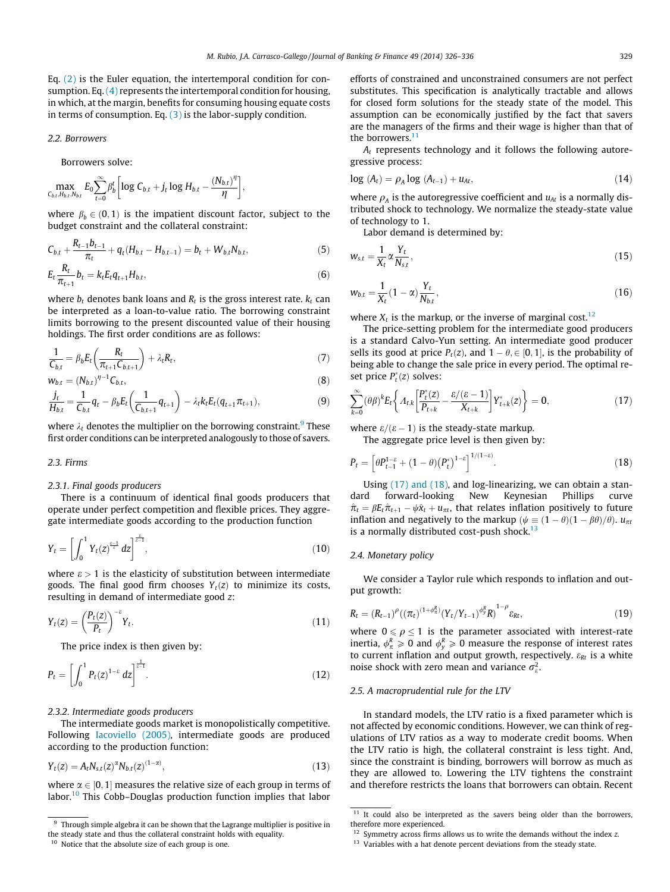Eq. (2) is the Euler equation, the intertemporal condition for consumption. Eq. (4) represents the intertemporal condition for housing, in which, at the margin, benefits for consuming housing equate costs in terms of consumption. Eq. (3) is the labor-supply condition.

### 2.2. Borrowers

Borrowers solve:

$$\max_{C_{b,t}, H_{b,t}, N_{b,t}} E_0 \sum_{t=0}^{\infty} \beta_b^t \left[ \log C_{b,t} + j_t \log H_{b,t} - \frac{(N_{b,t})^{\eta}}{\eta} \right],$$

where $\beta_b \in (0, 1)$ is the impatient discount factor, subject to the budget constraint and the collateral constraint:

$$C_{b,t} + \frac{R_{t-1} b_{t-1}}{\pi_t} + q_t (H_{b,t} - H_{b,t-1}) = b_t + W_{b,t} N_{b,t}, \tag{5}$$

$$E_t \frac{R_t}{\pi_{t+1}} b_t = k_t E_t q_{t+1} H_{b,t}, \tag{6}$$

where $b_t$ denotes bank loans and $R_t$ is the gross interest rate. $k_t$ can be interpreted as a loan-to-value ratio. The borrowing constraint limits borrowing to the present discounted value of their housing holdings. The first order conditions are as follows:

$$\frac{1}{C_{b,t}} = \beta_b E_t \left( \frac{R_t}{\pi_{t+1} C_{b,t+1}} \right) + \lambda_t R_t, \tag{7}$$

$$w_{b,t} = (N_{b,t})^{\eta - 1} C_{b,t}, \tag{8}$$

$$\frac{j_t}{H_{b,t}} = \frac{1}{C_{b,t}} q_t - \beta_b E_t \left( \frac{1}{C_{b,t+1}} q_{t+1} \right) - \lambda_t k_t E_t (q_{t+1} \pi_{t+1}), \tag{9}$$

where $\lambda_t$ denotes the multiplier on the borrowing constraint.[9] These first order conditions can be interpreted analogously to those of savers.

### 2.3. Firms

#### 2.3.1. Final goods producers

There is a continuum of identical final goods producers that operate under perfect competition and flexible prices. They aggregate intermediate goods according to the production function

$$Y_t = \left[ \int_0^1 Y_t(z)^{\frac{\varepsilon - 1}{\varepsilon}} dz \right]^{\frac{\varepsilon}{\varepsilon - 1}}, \tag{10}$$

where $\varepsilon > 1$ is the elasticity of substitution between intermediate goods. The final good firm chooses $Y_t(z)$ to minimize its costs, resulting in demand of intermediate good $z$:

$$Y_t(z) = \left( \frac{P_t(z)}{P_t} \right)^{-\varepsilon} Y_t. \tag{11}$$

The price index is then given by:

$$P_t = \left[ \int_0^1 P_t(z)^{1-\varepsilon} dz \right]^{\frac{1}{\varepsilon - 1}}. \tag{12}$$

#### 2.3.2. Intermediate goods producers

The intermediate goods market is monopolistically competitive. Following Iacoviello (2005), intermediate goods are produced according to the production function:

$$Y_t(z) = A_t N_{s,t}(z)^{\alpha} N_{b,t}(z)^{(1-\alpha)}, \tag{13}$$

where $\alpha \in [0, 1]$ measures the relative size of each group in terms of labor.[10] This Cobb–Douglas production function implies that labor efforts of constrained and unconstrained consumers are not perfect substitutes. This specification is analytically tractable and allows for closed form solutions for the steady state of the model. This assumption can be economically justified by the fact that savers are the managers of the firms and their wage is higher than that of the borrowers.[11]

$A_t$ represents technology and it follows the following autoregressive process:

$$\log (A_t) = \rho_A \log (A_{t-1}) + u_{At}, \tag{14}$$

where $\rho_A$ is the autoregressive coefficient and $u_{At}$ is a normally distributed shock to technology. We normalize the steady-state value of technology to 1.

Labor demand is determined by:

$$w_{s,t} = \frac{1}{X_t} \alpha \frac{Y_t}{N_{s,t}}, \tag{15}$$

$$w_{b,t} = \frac{1}{X_t} (1 - \alpha) \frac{Y_t}{N_{b,t}}, \tag{16}$$

where $X_t$ is the markup, or the inverse of marginal cost.[12]

The price-setting problem for the intermediate good producers is a standard Calvo-Yun setting. An intermediate good producer sells its good at price $P_t(z)$, and $1 - \theta, \in [0, 1]$, is the probability of being able to change the sale price in every period. The optimal reset price $P_t^*(z)$ solves:

$$\sum_{k=0}^{\infty} (\theta\beta)^k E_t \left\{ \Lambda_{t,k} \left[ \frac{P_t^*(z)}{P_{t+k}} - \frac{\varepsilon/(\varepsilon - 1)}{X_{t+k}} \right] Y_{t+k}^*(z) \right\} = 0, \tag{17}$$

where $\varepsilon/(\varepsilon - 1)$ is the steady-state markup.

The aggregate price level is then given by:

$$P_t = \left[ \theta P_{t-1}^{1-\varepsilon} + (1 - \theta) (P_t^*)^{1-\varepsilon} \right]^{1/(1-\varepsilon)}. \tag{18}$$

Using (17) and (18), and log-linearizing, we can obtain a standard forward-looking New Keynesian Phillips curve $\hat{\pi}_t = \beta E_t \hat{\pi}_{t+1} - \psi \hat{x}_t + u_{\pi t}$, that relates inflation positively to future inflation and negatively to the markup ($\psi \equiv (1 - \theta)(1 - \beta\theta)/\theta$). $u_{\pi t}$ is a normally distributed cost-push shock.[13]

### 2.4. Monetary policy

We consider a Taylor rule which responds to inflation and output growth:

$$R_t = (R_{t-1})^{\rho} \left( (\pi_t)^{(1+\phi_\pi^R)} (Y_t / Y_{t-1})^{\phi_y^R} R \right)^{1-\rho} \varepsilon_{Rt}, \tag{19}$$

where $0 \leqslant \rho \leq 1$ is the parameter associated with interest-rate inertia, $\phi_\pi^R \geqslant 0$ and $\phi_y^R \geqslant 0$ measure the response of interest rates to current inflation and output growth, respectively. $\varepsilon_{Rt}$ is a white noise shock with zero mean and variance $\sigma_\varepsilon^2$.

### 2.5. A macroprudential rule for the LTV

In standard models, the LTV ratio is a fixed parameter which is not affected by economic conditions. However, we can think of regulations of LTV ratios as a way to moderate credit booms. When the LTV ratio is high, the collateral constraint is less tight. And, since the constraint is binding, borrowers will borrow as much as they are allowed to. Lowering the LTV tightens the constraint and therefore restricts the loans that borrowers can obtain. Recent

---

[9] Through simple algebra it can be shown that the Lagrange multiplier is positive in the steady state and thus the collateral constraint holds with equality.

[10] Notice that the absolute size of each group is one.

[11] It could also be interpreted as the savers being older than the borrowers, therefore more experienced.

[12] Symmetry across firms allows us to write the demands without the index $z$.

[13] Variables with a hat denote percent deviations from the steady state.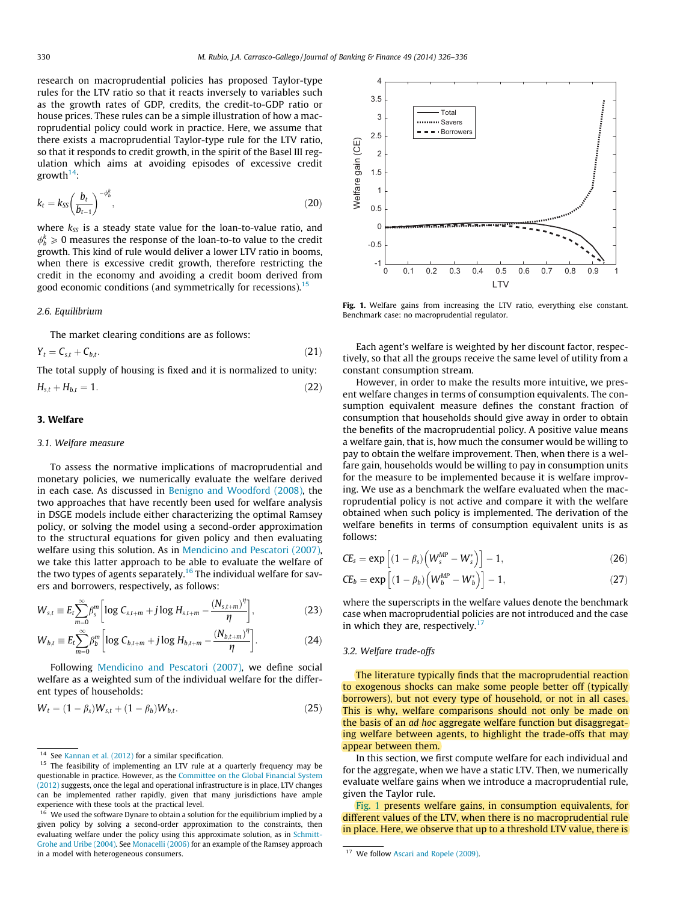research on macroprudential policies has proposed Taylor-type rules for the LTV ratio so that it reacts inversely to variables such as the growth rates of GDP, credits, the credit-to-GDP ratio or house prices. These rules can be a simple illustration of how a macroprudential policy could work in practice. Here, we assume that there exists a macroprudential Taylor-type rule for the LTV ratio, so that it responds to credit growth, in the spirit of the Basel III regulation which aims at avoiding episodes of excessive credit growth[14]:

$$k_t = k_{SS}\left(\frac{b_t}{b_{t-1}}\right)^{-\phi_b^k}, \tag{20}$$

where $k_{SS}$ is a steady state value for the loan-to-value ratio, and $\phi_b^k \geqslant 0$ measures the response of the loan-to-value to the credit growth. This kind of rule would deliver a lower LTV ratio in booms, when there is excessive credit growth, therefore restricting the credit in the economy and avoiding a credit boom derived from good economic conditions (and symmetrically for recessions).[15]

### 2.6. Equilibrium

The market clearing conditions are as follows:

$$Y_t = C_{s,t} + C_{b,t}. \tag{21}$$

The total supply of housing is fixed and it is normalized to unity:

$$H_{s,t} + H_{b,t} = 1. \tag{22}$$

## 3. Welfare

### 3.1. Welfare measure

To assess the normative implications of macroprudential and monetary policies, we numerically evaluate the welfare derived in each case. As discussed in Benigno and Woodford (2008), the two approaches that have recently been used for welfare analysis in DSGE models include either characterizing the optimal Ramsey policy, or solving the model using a second-order approximation to the structural equations for given policy and then evaluating welfare using this solution. As in Mendicino and Pescatori (2007), we take this latter approach to be able to evaluate the welfare of the two types of agents separately.[16] The individual welfare for savers and borrowers, respectively, as follows:

$$W_{s,t} \equiv E_t \sum_{m=0}^{\infty} \beta_s^m \left[\log C_{s,t+m} + j \log H_{s,t+m} - \frac{(N_{s,t+m})^{\eta}}{\eta}\right], \tag{23}$$

$$W_{b,t} \equiv E_t \sum_{m=0}^{\infty} \beta_b^m \left[\log C_{b,t+m} + j \log H_{b,t+m} - \frac{(N_{b,t+m})^{\eta}}{\eta}\right]. \tag{24}$$

Following Mendicino and Pescatori (2007), we define social welfare as a weighted sum of the individual welfare for the different types of households:

$$W_t = (1-\beta_s)W_{s,t} + (1-\beta_b)W_{b,t}. \tag{25}$$

Fig. 1. Welfare gains from increasing the LTV ratio, everything else constant. Benchmark case: no macroprudential regulator.

Each agent's welfare is weighted by her discount factor, respectively, so that all the groups receive the same level of utility from a constant consumption stream.

However, in order to make the results more intuitive, we present welfare changes in terms of consumption equivalents. The consumption equivalent measure defines the constant fraction of consumption that households should give away in order to obtain the benefits of the macroprudential policy. A positive value means a welfare gain, that is, how much the consumer would be willing to pay to obtain the welfare improvement. Then, when there is a welfare gain, households would be willing to pay in consumption units for the measure to be implemented because it is welfare improving. We use as a benchmark the welfare evaluated when the macroprudential policy is not active and compare it with the welfare obtained when such policy is implemented. The derivation of the welfare benefits in terms of consumption equivalent units is as follows:

$$CE_s = \exp\left[(1-\beta_s)\left(W_s^{MP} - W_s^{*}\right)\right] - 1, \tag{26}$$

$$CE_b = \exp\left[(1-\beta_b)\left(W_b^{MP} - W_b^{*}\right)\right] - 1, \tag{27}$$

where the superscripts in the welfare values denote the benchmark case when macroprudential policies are not introduced and the case in which they are, respectively.[17]

### 3.2. Welfare trade-offs

The literature typically finds that the macroprudential reaction to exogenous shocks can make some people better off (typically borrowers), but not every type of household, or not in all cases. This is why, welfare comparisons should not only be made on the basis of an *ad hoc* aggregate welfare function but disaggregating welfare between agents, to highlight the trade-offs that may appear between them.

In this section, we first compute welfare for each individual and for the aggregate, when we have a static LTV. Then, we numerically evaluate welfare gains when we introduce a macroprudential rule, given the Taylor rule.

Fig. 1 presents welfare gains, in consumption equivalents, for different values of the LTV, when there is no macroprudential rule in place. Here, we observe that up to a threshold LTV value, there is

[14] See Kannan et al. (2012) for a similar specification.

[15] The feasibility of implementing an LTV rule at a quarterly frequency may be questionable in practice. However, as the Committee on the Global Financial System (2012) suggests, once the legal and operational infrastructure is in place, LTV changes can be implemented rather rapidly, given that many jurisdictions have ample experience with these tools at the practical level.

[16] We used the software Dynare to obtain a solution for the equilibrium implied by a given policy by solving a second-order approximation to the constraints, then evaluating welfare under the policy using this approximate solution, as in Schmitt-Grohe and Uribe (2004). See Monacelli (2006) for an example of the Ramsey approach in a model with heterogeneous consumers.

[17] We follow Ascari and Ropele (2009).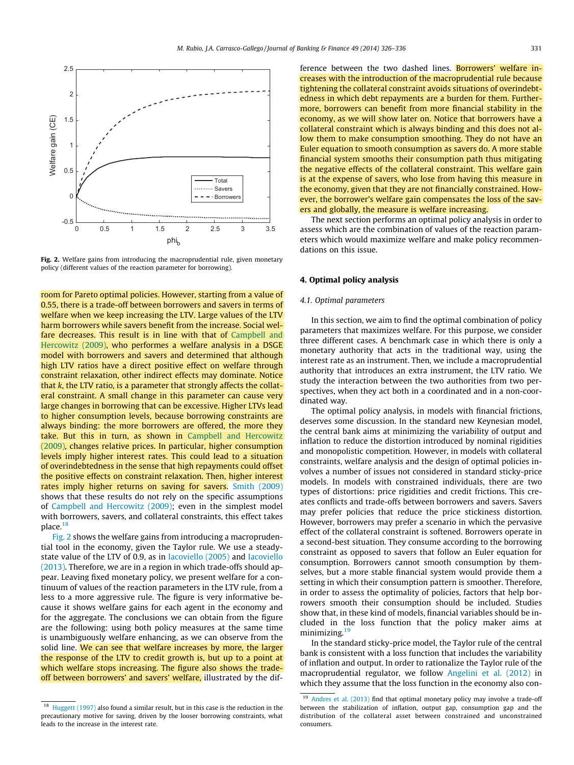2.5
2
1.5
1
0.5
0
-0.5
Welfare gain (CE)
0 0.5 1 1.5 2 2.5 3 3.5
phi_b
Total
Savers
Borrowers

**Fig. 2.** Welfare gains from introducing the macroprudential rule, given monetary policy (different values of the reaction parameter for borrowing).

room for Pareto optimal policies. However, starting from a value of 0.55, there is a trade-off between borrowers and savers in terms of welfare when we keep increasing the LTV. Large values of the LTV harm borrowers while savers benefit from the increase. Social welfare decreases. This result is in line with that of Campbell and Hercowitz (2009), who performes a welfare analysis in a DSGE model with borrowers and savers and determined that although high LTV ratios have a direct positive effect on welfare through constraint relaxation, other indirect effects may dominate. Notice that *k*, the LTV ratio, is a parameter that strongly affects the collateral constraint. A small change in this parameter can cause very large changes in borrowing that can be excessive. Higher LTVs lead to higher consumption levels, because borrowing constraints are always binding: the more borrowers are offered, the more they take. But this in turn, as shown in Campbell and Hercowitz (2009), changes relative prices. In particular, higher consumption levels imply higher interest rates. This could lead to a situation of overindebtedness in the sense that high repayments could offset the positive effects on constraint relaxation. Then, higher interest rates imply higher returns on saving for savers. Smith (2009) shows that these results do not rely on the specific assumptions of Campbell and Hercowitz (2009); even in the simplest model with borrowers, savers, and collateral constraints, this effect takes place.[18]

Fig. 2 shows the welfare gains from introducing a macroprudential tool in the economy, given the Taylor rule. We use a steady-state value of the LTV of 0.9, as in Iacoviello (2005) and Iacoviello (2013). Therefore, we are in a region in which trade-offs should appear. Leaving fixed monetary policy, we present welfare for a continuum of values of the reaction parameters in the LTV rule, from a less to a more aggressive rule. The figure is very informative because it shows welfare gains for each agent in the economy and for the aggregate. The conclusions we can obtain from the figure are the following: using both policy measures at the same time is unambiguously welfare enhancing, as we can observe from the solid line. We can see that welfare increases by more, the larger the response of the LTV to credit growth is, but up to a point at which welfare stops increasing. The figure also shows the trade-off between borrowers' and savers' welfare, illustrated by the difference between the two dashed lines. Borrowers' welfare increases with the introduction of the macroprudential rule because tightening the collateral constraint avoids situations of overindebtedness in which debt repayments are a burden for them. Furthermore, borrowers can benefit from more financial stability in the economy, as we will show later on. Notice that borrowers have a collateral constraint which is always binding and this does not allow them to make consumption smoothing. They do not have an Euler equation to smooth consumption as savers do. A more stable financial system smooths their consumption path thus mitigating the negative effects of the collateral constraint. This welfare gain is at the expense of savers, who lose from having this measure in the economy, given that they are not financially constrained. However, the borrower's welfare gain compensates the loss of the savers and globally, the measure is welfare increasing.

The next section performs an optimal policy analysis in order to assess which are the combination of values of the reaction parameters which would maximize welfare and make policy recommendations on this issue.

## 4. Optimal policy analysis

### 4.1. Optimal parameters

In this section, we aim to find the optimal combination of policy parameters that maximizes welfare. For this purpose, we consider three different cases. A benchmark case in which there is only a monetary authority that acts in the traditional way, using the interest rate as an instrument. Then, we include a macroprudential authority that introduces an extra instrument, the LTV ratio. We study the interaction between the two authorities from two perspectives, when they act both in a coordinated and in a non-coordinated way.

The optimal policy analysis, in models with financial frictions, deserves some discussion. In the standard new Keynesian model, the central bank aims at minimizing the variability of output and inflation to reduce the distortion introduced by nominal rigidities and monopolistic competition. However, in models with collateral constraints, welfare analysis and the design of optimal policies involves a number of issues not considered in standard sticky-price models. In models with constrained individuals, there are two types of distortions: price rigidities and credit frictions. This creates conflicts and trade-offs between borrowers and savers. Savers may prefer policies that reduce the price stickiness distortion. However, borrowers may prefer a scenario in which the pervasive effect of the collateral constraint is softened. Borrowers operate in a second-best situation. They consume according to the borrowing constraint as opposed to savers that follow an Euler equation for consumption. Borrowers cannot smooth consumption by themselves, but a more stable financial system would provide them a setting in which their consumption pattern is smoother. Therefore, in order to assess the optimality of policies, factors that help borrowers smooth their consumption should be included. Studies show that, in these kind of models, financial variables should be included in the loss function that the policy maker aims at minimizing.[19]

In the standard sticky-price model, the Taylor rule of the central bank is consistent with a loss function that includes the variability of inflation and output. In order to rationalize the Taylor rule of the macroprudential regulator, we follow Angelini et al. (2012) in which they assume that the loss function in the economy also con-

[18] Huggett (1997) also found a similar result, but in this case is the reduction in the precautionary motive for saving, driven by the looser borrowing constraints, what leads to the increase in the interest rate.

[19] Andres et al. (2013) find that optimal monetary policy may involve a trade-off between the stabilization of inflation, output gap, consumption gap and the distribution of the collateral asset between constrained and unconstrained consumers.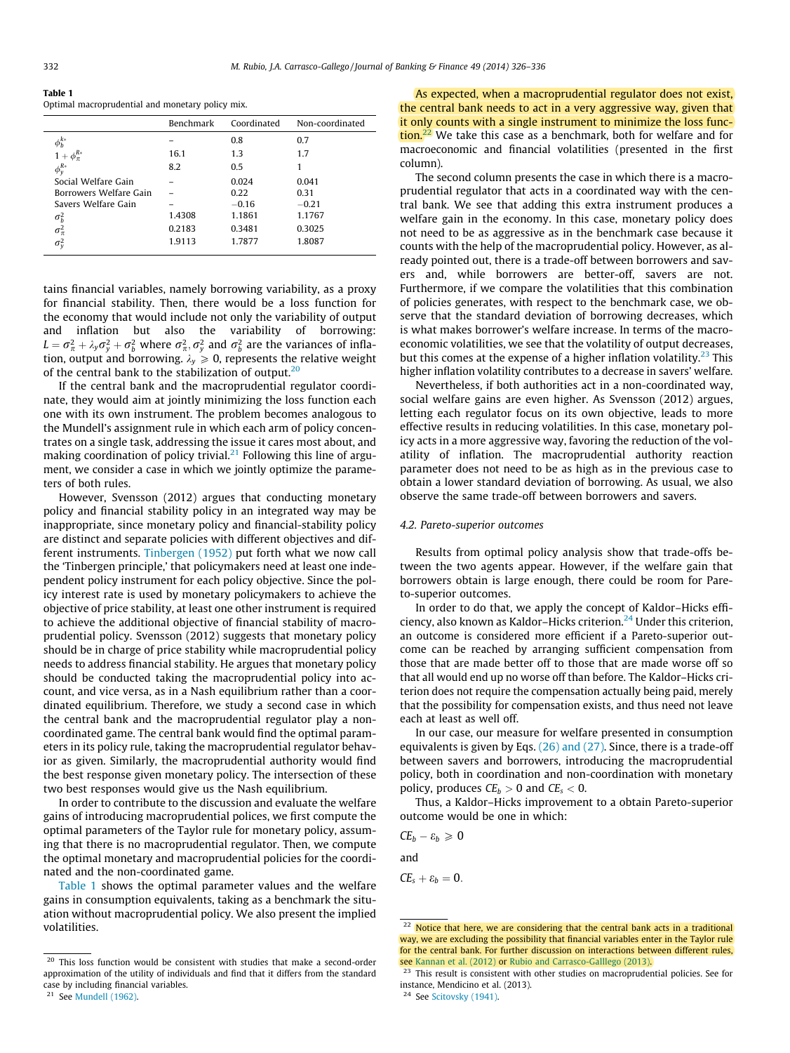**Table 1**
Optimal macroprudential and monetary policy mix.

| | Benchmark | Coordinated | Non-coordinated |
|---|---|---|---|
| $\phi_b^{k*}$ | – | 0.8 | 0.7 |
| $1+\phi_\pi^{R*}$ | 16.1 | 1.3 | 1.7 |
| $\phi_y^{R*}$ | 8.2 | 0.5 | 1 |
| Social Welfare Gain | – | 0.024 | 0.041 |
| Borrowers Welfare Gain | – | 0.22 | 0.31 |
| Savers Welfare Gain | – | −0.16 | −0.21 |
| $\sigma_b^2$ | 1.4308 | 1.1861 | 1.1767 |
| $\sigma_\pi^2$ | 0.2183 | 0.3481 | 0.3025 |
| $\sigma_y^2$ | 1.9113 | 1.7877 | 1.8087 |

tains financial variables, namely borrowing variability, as a proxy for financial stability. Then, there would be a loss function for the economy that would include not only the variability of output and inflation but also the variability of borrowing: $L = \sigma_\pi^2 + \lambda_y \sigma_y^2 + \sigma_b^2$ where $\sigma_\pi^2, \sigma_y^2$ and $\sigma_b^2$ are the variances of inflation, output and borrowing. $\lambda_y \geqslant 0$, represents the relative weight of the central bank to the stabilization of output.[20]

If the central bank and the macroprudential regulator coordinate, they would aim at jointly minimizing the loss function each one with its own instrument. The problem becomes analogous to the Mundell's assignment rule in which each arm of policy concentrates on a single task, addressing the issue it cares most about, and making coordination of policy trivial.[21] Following this line of argument, we consider a case in which we jointly optimize the parameters of both rules.

However, Svensson (2012) argues that conducting monetary policy and financial stability policy in an integrated way may be inappropriate, since monetary policy and financial-stability policy are distinct and separate policies with different objectives and different instruments. Tinbergen (1952) put forth what we now call the 'Tinbergen principle,' that policymakers need at least one independent policy instrument for each policy objective. Since the policy interest rate is used by monetary policymakers to achieve the objective of price stability, at least one other instrument is required to achieve the additional objective of financial stability of macroprudential policy. Svensson (2012) suggests that monetary policy should be in charge of price stability while macroprudential policy needs to address financial stability. He argues that monetary policy should be conducted taking the macroprudential policy into account, and vice versa, as in a Nash equilibrium rather than a coordinated equilibrium. Therefore, we study a second case in which the central bank and the macroprudential regulator play a non-coordinated game. The central bank would find the optimal parameters in its policy rule, taking the macroprudential regulator behavior as given. Similarly, the macroprudential authority would find the best response given monetary policy. The intersection of these two best responses would give us the Nash equilibrium.

In order to contribute to the discussion and evaluate the welfare gains of introducing macroprudential polices, we first compute the optimal parameters of the Taylor rule for monetary policy, assuming that there is no macroprudential regulator. Then, we compute the optimal monetary and macroprudential policies for the coordinated and the non-coordinated game.

Table 1 shows the optimal parameter values and the welfare gains in consumption equivalents, taking as a benchmark the situation without macroprudential policy. We also present the implied volatilities.

As expected, when a macroprudential regulator does not exist, the central bank needs to act in a very aggressive way, given that it only counts with a single instrument to minimize the loss function.[22] We take this case as a benchmark, both for welfare and for macroeconomic and financial volatilities (presented in the first column).

The second column presents the case in which there is a macroprudential regulator that acts in a coordinated way with the central bank. We see that adding this extra instrument produces a welfare gain in the economy. In this case, monetary policy does not need to be as aggressive as in the benchmark case because it counts with the help of the macroprudential policy. However, as already pointed out, there is a trade-off between borrowers and savers and, while borrowers are better-off, savers are not. Furthermore, if we compare the volatilities that this combination of policies generates, with respect to the benchmark case, we observe that the standard deviation of borrowing decreases, which is what makes borrower's welfare increase. In terms of the macroeconomic volatilities, we see that the volatility of output decreases, but this comes at the expense of a higher inflation volatility.[23] This higher inflation volatility contributes to a decrease in savers' welfare.

Nevertheless, if both authorities act in a non-coordinated way, social welfare gains are even higher. As Svensson (2012) argues, letting each regulator focus on its own objective, leads to more effective results in reducing volatilities. In this case, monetary policy acts in a more aggressive way, favoring the reduction of the volatility of inflation. The macroprudential authority reaction parameter does not need to be as high as in the previous case to obtain a lower standard deviation of borrowing. As usual, we also observe the same trade-off between borrowers and savers.

### 4.2. Pareto-superior outcomes

Results from optimal policy analysis show that trade-offs between the two agents appear. However, if the welfare gain that borrowers obtain is large enough, there could be room for Pareto-superior outcomes.

In order to do that, we apply the concept of Kaldor–Hicks efficiency, also known as Kaldor–Hicks criterion.[24] Under this criterion, an outcome is considered more efficient if a Pareto-superior outcome can be reached by arranging sufficient compensation from those that are made better off to those that are made worse off so that all would end up no worse off than before. The Kaldor–Hicks criterion does not require the compensation actually being paid, merely that the possibility for compensation exists, and thus need not leave each at least as well off.

In our case, our measure for welfare presented in consumption equivalents is given by Eqs. (26) and (27). Since, there is a trade-off between savers and borrowers, introducing the macroprudential policy, both in coordination and non-coordination with monetary policy, produces $CE_b > 0$ and $CE_s < 0$.

Thus, a Kaldor–Hicks improvement to a obtain Pareto-superior outcome would be one in which:

$$CE_b - \varepsilon_b \geqslant 0$$

and

$$CE_s + \varepsilon_b = 0.$$

---

[20] This loss function would be consistent with studies that make a second-order approximation of the utility of individuals and find that it differs from the standard case by including financial variables.

[21] See Mundell (1962).

[22] Notice that here, we are considering that the central bank acts in a traditional way, we are excluding the possibility that financial variables enter in the Taylor rule for the central bank. For further discussion on interactions between different rules, see Kannan et al. (2012) or Rubio and Carrasco-Galllego (2013).

[23] This result is consistent with other studies on macroprudential policies. See for instance, Mendicino et al. (2013).

[24] See Scitovsky (1941).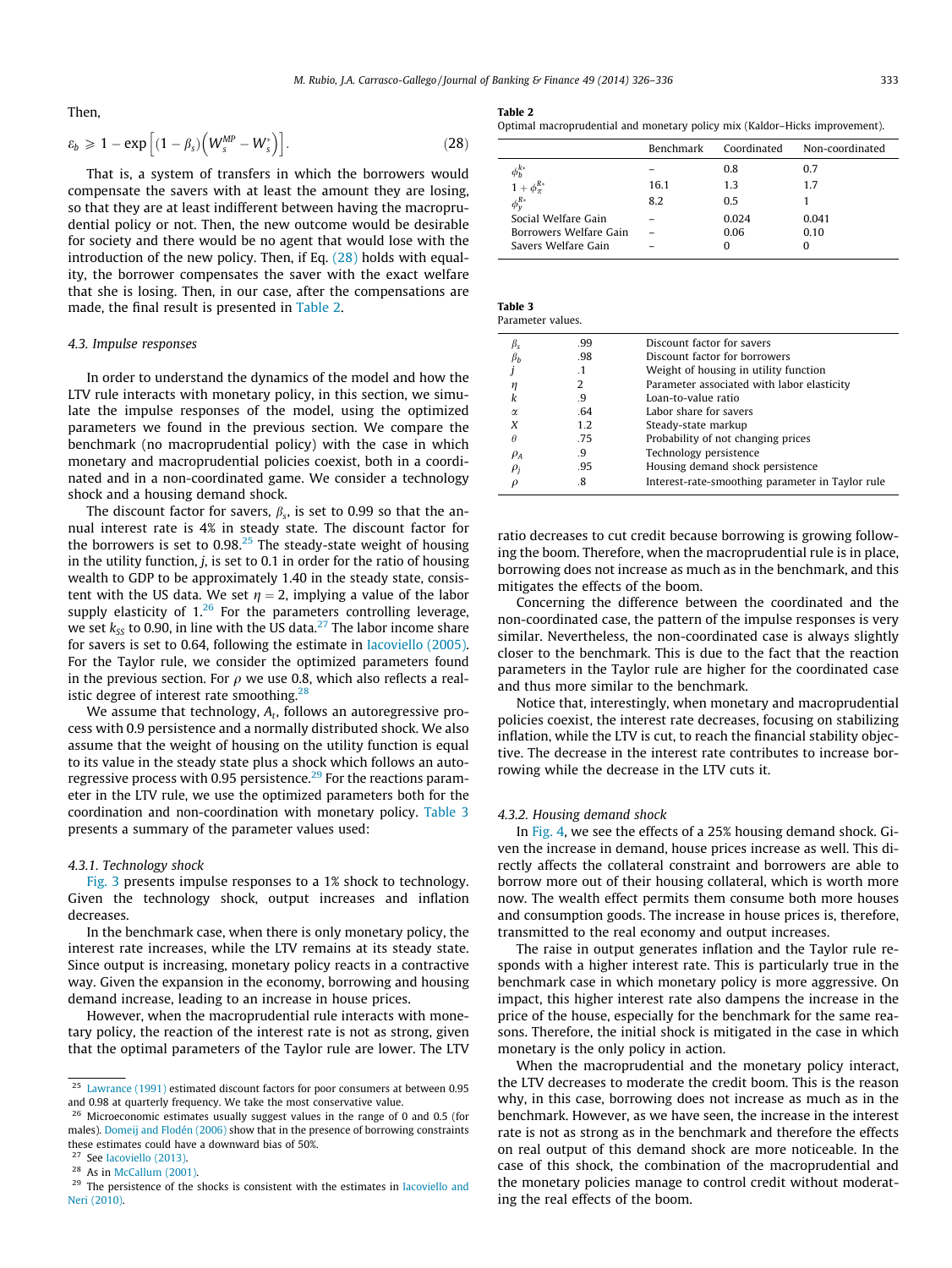Then,

$$\varepsilon_b \geqslant 1 - \exp\left[(1-\beta_s)\left(W_s^{MP} - W_s^*\right)\right]. \tag{28}$$

That is, a system of transfers in which the borrowers would compensate the savers with at least the amount they are losing, so that they are at least indifferent between having the macroprudential policy or not. Then, the new outcome would be desirable for society and there would be no agent that would lose with the introduction of the new policy. Then, if Eq. (28) holds with equality, the borrower compensates the saver with the exact welfare that she is losing. Then, in our case, after the compensations are made, the final result is presented in Table 2.

### 4.3. Impulse responses

In order to understand the dynamics of the model and how the LTV rule interacts with monetary policy, in this section, we simulate the impulse responses of the model, using the optimized parameters we found in the previous section. We compare the benchmark (no macroprudential policy) with the case in which monetary and macroprudential policies coexist, both in a coordinated and in a non-coordinated game. We consider a technology shock and a housing demand shock.

The discount factor for savers, $\beta_s$, is set to 0.99 so that the annual interest rate is 4% in steady state. The discount factor for the borrowers is set to 0.98.[25] The steady-state weight of housing in the utility function, $j$, is set to 0.1 in order for the ratio of housing wealth to GDP to be approximately 1.40 in the steady state, consistent with the US data. We set $\eta = 2$, implying a value of the labor supply elasticity of 1.[26] For the parameters controlling leverage, we set $k_{SS}$ to 0.90, in line with the US data.[27] The labor income share for savers is set to 0.64, following the estimate in Iacoviello (2005). For the Taylor rule, we consider the optimized parameters found in the previous section. For $\rho$ we use 0.8, which also reflects a realistic degree of interest rate smoothing.[28]

We assume that technology, $A_t$, follows an autoregressive process with 0.9 persistence and a normally distributed shock. We also assume that the weight of housing on the utility function is equal to its value in the steady state plus a shock which follows an autoregressive process with 0.95 persistence.[29] For the reactions parameter in the LTV rule, we use the optimized parameters both for the coordination and non-coordination with monetary policy. Table 3 presents a summary of the parameter values used:

#### 4.3.1. Technology shock

Fig. 3 presents impulse responses to a 1% shock to technology. Given the technology shock, output increases and inflation decreases.

In the benchmark case, when there is only monetary policy, the interest rate increases, while the LTV remains at its steady state. Since output is increasing, monetary policy reacts in a contractive way. Given the expansion in the economy, borrowing and housing demand increase, leading to an increase in house prices.

However, when the macroprudential rule interacts with monetary policy, the reaction of the interest rate is not as strong, given that the optimal parameters of the Taylor rule are lower. The LTV ratio decreases to cut credit because borrowing is growing following the boom. Therefore, when the macroprudential rule is in place, borrowing does not increase as much as in the benchmark, and this mitigates the effects of the boom.

Concerning the difference between the coordinated and the non-coordinated case, the pattern of the impulse responses is very similar. Nevertheless, the non-coordinated case is always slightly closer to the benchmark. This is due to the fact that the reaction parameters in the Taylor rule are higher for the coordinated case and thus more similar to the benchmark.

Notice that, interestingly, when monetary and macroprudential policies coexist, the interest rate decreases, focusing on stabilizing inflation, while the LTV is cut, to reach the financial stability objective. The decrease in the interest rate contributes to increase borrowing while the decrease in the LTV cuts it.

#### 4.3.2. Housing demand shock

In Fig. 4, we see the effects of a 25% housing demand shock. Given the increase in demand, house prices increase as well. This directly affects the collateral constraint and borrowers are able to borrow more out of their housing collateral, which is worth more now. The wealth effect permits them consume both more houses and consumption goods. The increase in house prices is, therefore, transmitted to the real economy and output increases.

The raise in output generates inflation and the Taylor rule responds with a higher interest rate. This is particularly true in the benchmark case in which monetary policy is more aggressive. On impact, this higher interest rate also dampens the increase in the price of the house, especially for the benchmark for the same reasons. Therefore, the initial shock is mitigated in the case in which monetary is the only policy in action.

When the macroprudential and the monetary policy interact, the LTV decreases to moderate the credit boom. This is the reason why, in this case, borrowing does not increase as much as in the benchmark. However, as we have seen, the increase in the interest rate is not as strong as in the benchmark and therefore the effects on real output of this demand shock are more noticeable. In the case of this shock, the combination of the macroprudential and the monetary policies manage to control credit without moderating the real effects of the boom.

**Table 2**
Optimal macroprudential and monetary policy mix (Kaldor–Hicks improvement).

| | Benchmark | Coordinated | Non-coordinated |
|---|---|---|---|
| $\phi_b^{k*}$ | – | 0.8 | 0.7 |
| $1+\phi_\pi^{R*}$ | 16.1 | 1.3 | 1.7 |
| $\phi_y^{R*}$ | 8.2 | 0.5 | 1 |
| Social Welfare Gain | – | 0.024 | 0.041 |
| Borrowers Welfare Gain | – | 0.06 | 0.10 |
| Savers Welfare Gain | – | 0 | 0 |

**Table 3**
Parameter values.

| | | |
|---|---|---|
| $\beta_s$ | .99 | Discount factor for savers |
| $\beta_b$ | .98 | Discount factor for borrowers |
| $j$ | .1 | Weight of housing in utility function |
| $\eta$ | 2 | Parameter associated with labor elasticity |
| $k$ | .9 | Loan-to-value ratio |
| $\alpha$ | .64 | Labor share for savers |
| $X$ | 1.2 | Steady-state markup |
| $\theta$ | .75 | Probability of not changing prices |
| $\rho_A$ | .9 | Technology persistence |
| $\rho_j$ | .95 | Housing demand shock persistence |
| $\rho$ | .8 | Interest-rate-smoothing parameter in Taylor rule |

[25] Lawrance (1991) estimated discount factors for poor consumers at between 0.95 and 0.98 at quarterly frequency. We take the most conservative value.

[26] Microeconomic estimates usually suggest values in the range of 0 and 0.5 (for males). Domeij and Flodén (2006) show that in the presence of borrowing constraints these estimates could have a downward bias of 50%.

[27] See Iacoviello (2013).

[28] As in McCallum (2001).

[29] The persistence of the shocks is consistent with the estimates in Iacoviello and Neri (2010).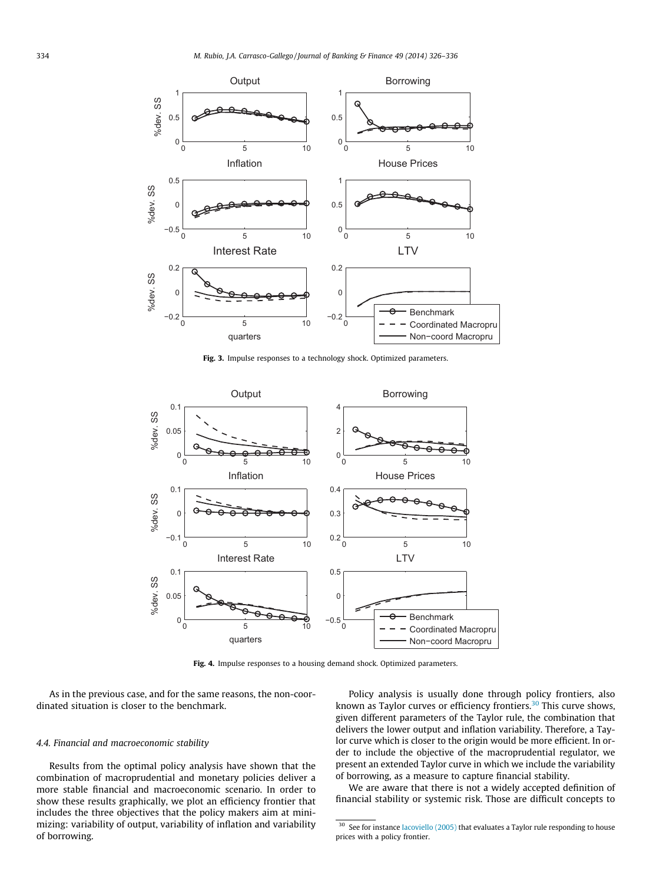Fig. 3. Impulse responses to a technology shock. Optimized parameters.

Fig. 4. Impulse responses to a housing demand shock. Optimized parameters.

As in the previous case, and for the same reasons, the non-coordinated situation is closer to the benchmark.

### 4.4. Financial and macroeconomic stability

Results from the optimal policy analysis have shown that the combination of macroprudential and monetary policies deliver a more stable financial and macroeconomic scenario. In order to show these results graphically, we plot an efficiency frontier that includes the three objectives that the policy makers aim at minimizing: variability of output, variability of inflation and variability of borrowing.

Policy analysis is usually done through policy frontiers, also known as Taylor curves or efficiency frontiers.[30] This curve shows, given different parameters of the Taylor rule, the combination that delivers the lower output and inflation variability. Therefore, a Taylor curve which is closer to the origin would be more efficient. In order to include the objective of the macroprudential regulator, we present an extended Taylor curve in which we include the variability of borrowing, as a measure to capture financial stability.

We are aware that there is not a widely accepted definition of financial stability or systemic risk. Those are difficult concepts to

[30] See for instance Iacoviello (2005) that evaluates a Taylor rule responding to house prices with a policy frontier.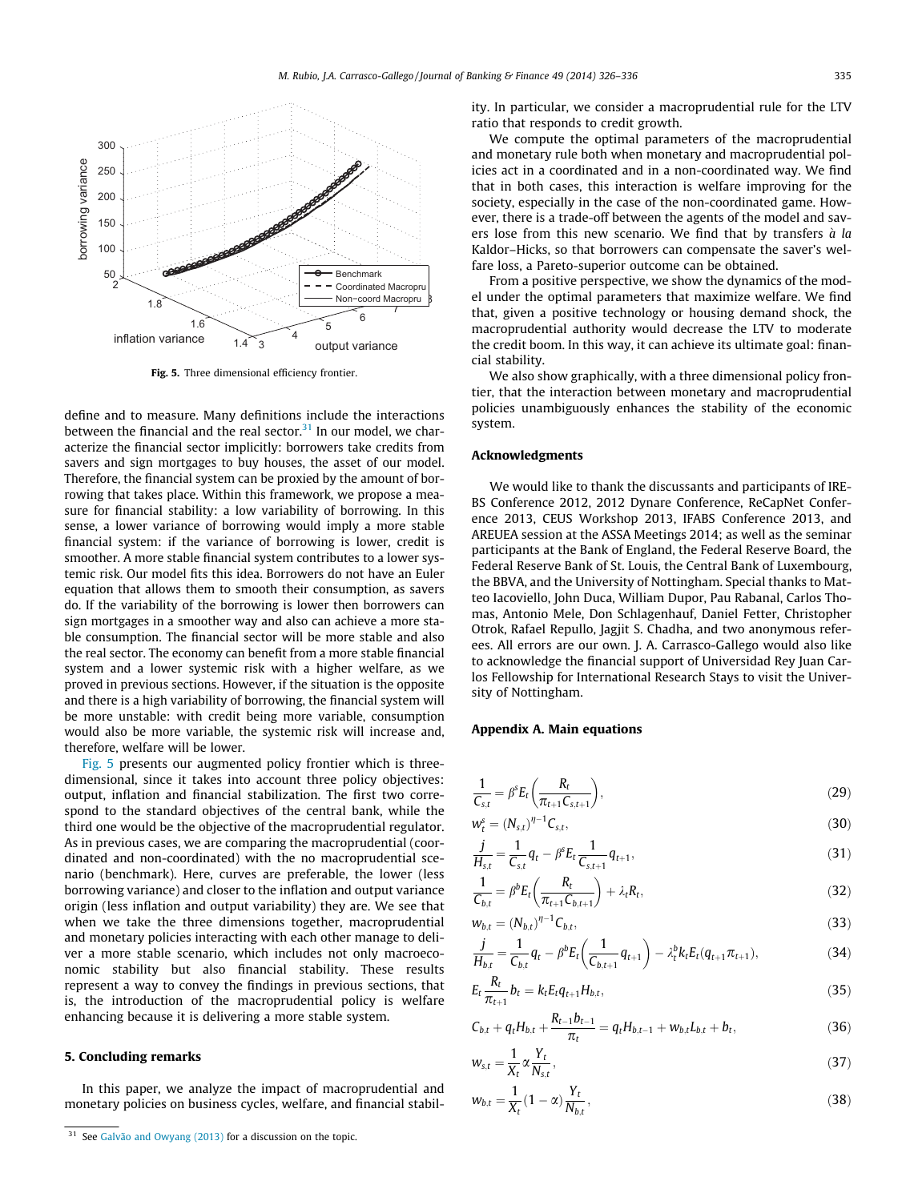Fig. 5. Three dimensional efficiency frontier.

define and to measure. Many definitions include the interactions between the financial and the real sector.[31] In our model, we characterize the financial sector implicitly: borrowers take credits from savers and sign mortgages to buy houses, the asset of our model. Therefore, the financial system can be proxied by the amount of borrowing that takes place. Within this framework, we propose a measure for financial stability: a low variability of borrowing. In this sense, a lower variance of borrowing would imply a more stable financial system: if the variance of borrowing is lower, credit is smoother. A more stable financial system contributes to a lower systemic risk. Our model fits this idea. Borrowers do not have an Euler equation that allows them to smooth their consumption, as savers do. If the variability of the borrowing is lower then borrowers can sign mortgages in a smoother way and also can achieve a more stable consumption. The financial sector will be more stable and also the real sector. The economy can benefit from a more stable financial system and a lower systemic risk with a higher welfare, as we proved in previous sections. However, if the situation is the opposite and there is a high variability of borrowing, the financial system will be more unstable: with credit being more variable, consumption would also be more variable, the systemic risk will increase and, therefore, welfare will be lower.

Fig. 5 presents our augmented policy frontier which is three-dimensional, since it takes into account three policy objectives: output, inflation and financial stabilization. The first two correspond to the standard objectives of the central bank, while the third one would be the objective of the macroprudential regulator. As in previous cases, we are comparing the macroprudential (coordinated and non-coordinated) with the no macroprudential scenario (benchmark). Here, curves are preferable, the lower (less borrowing variance) and closer to the inflation and output variance origin (less inflation and output variability) they are. We see that when we take the three dimensions together, macroprudential and monetary policies interacting with each other manage to deliver a more stable scenario, which includes not only macroeconomic stability but also financial stability. These results represent a way to convey the findings in previous sections, that is, the introduction of the macroprudential policy is welfare enhancing because it is delivering a more stable system.

## 5. Concluding remarks

In this paper, we analyze the impact of macroprudential and monetary policies on business cycles, welfare, and financial stability. In particular, we consider a macroprudential rule for the LTV ratio that responds to credit growth.

We compute the optimal parameters of the macroprudential and monetary rule both when monetary and macroprudential policies act in a coordinated and in a non-coordinated way. We find that in both cases, this interaction is welfare improving for the society, especially in the case of the non-coordinated game. However, there is a trade-off between the agents of the model and savers lose from this new scenario. We find that by transfers *à la* Kaldor–Hicks, so that borrowers can compensate the saver's welfare loss, a Pareto-superior outcome can be obtained.

From a positive perspective, we show the dynamics of the model under the optimal parameters that maximize welfare. We find that, given a positive technology or housing demand shock, the macroprudential authority would decrease the LTV to moderate the credit boom. In this way, it can achieve its ultimate goal: financial stability.

We also show graphically, with a three dimensional policy frontier, that the interaction between monetary and macroprudential policies unambiguously enhances the stability of the economic system.

## Acknowledgments

We would like to thank the discussants and participants of IREBS Conference 2012, 2012 Dynare Conference, ReCapNet Conference 2013, CEUS Workshop 2013, IFABS Conference 2013, and AREUEA session at the ASSA Meetings 2014; as well as the seminar participants at the Bank of England, the Federal Reserve Board, the Federal Reserve Bank of St. Louis, the Central Bank of Luxembourg, the BBVA, and the University of Nottingham. Special thanks to Matteo Iacoviello, John Duca, William Dupor, Pau Rabanal, Carlos Thomas, Antonio Mele, Don Schlagenhauf, Daniel Fetter, Christopher Otrok, Rafael Repullo, Jagjit S. Chadha, and two anonymous referees. All errors are our own. J. A. Carrasco-Gallego would also like to acknowledge the financial support of Universidad Rey Juan Carlos Fellowship for International Research Stays to visit the University of Nottingham.

## Appendix A. Main equations

$$\frac{1}{C_{s,t}} = \beta^s E_t\left(\frac{R_t}{\pi_{t+1}C_{s,t+1}}\right), \tag{29}$$

$$w_t^s = (N_{s,t})^{\eta-1}C_{s,t}, \tag{30}$$

$$\frac{j}{H_{s,t}} = \frac{1}{C_{s,t}}q_t - \beta^s E_t \frac{1}{C_{s,t+1}}q_{t+1}, \tag{31}$$

$$\frac{1}{C_{b,t}} = \beta^b E_t\left(\frac{R_t}{\pi_{t+1}C_{b,t+1}}\right) + \lambda_t R_t, \tag{32}$$

$$w_{b,t} = (N_{b,t})^{\eta-1}C_{b,t}, \tag{33}$$

$$\frac{j}{H_{b,t}} = \frac{1}{C_{b,t}}q_t - \beta^b E_t\left(\frac{1}{C_{b,t+1}}q_{t+1}\right) - \lambda_t^b k_t E_t(q_{t+1}\pi_{t+1}), \tag{34}$$

$$E_t \frac{R_t}{\pi_{t+1}} b_t = k_t E_t q_{t+1} H_{b,t}, \tag{35}$$

$$C_{b,t} + q_t H_{b,t} + \frac{R_{t-1}b_{t-1}}{\pi_t} = q_t H_{b,t-1} + w_{b,t}L_{b,t} + b_t, \tag{36}$$

$$w_{s,t} = \frac{1}{X_t}\alpha\frac{Y_t}{N_{s,t}}, \tag{37}$$

$$w_{b,t} = \frac{1}{X_t}(1-\alpha)\frac{Y_t}{N_{b,t}}, \tag{38}$$

[31] See Galvão and Owyang (2013) for a discussion on the topic.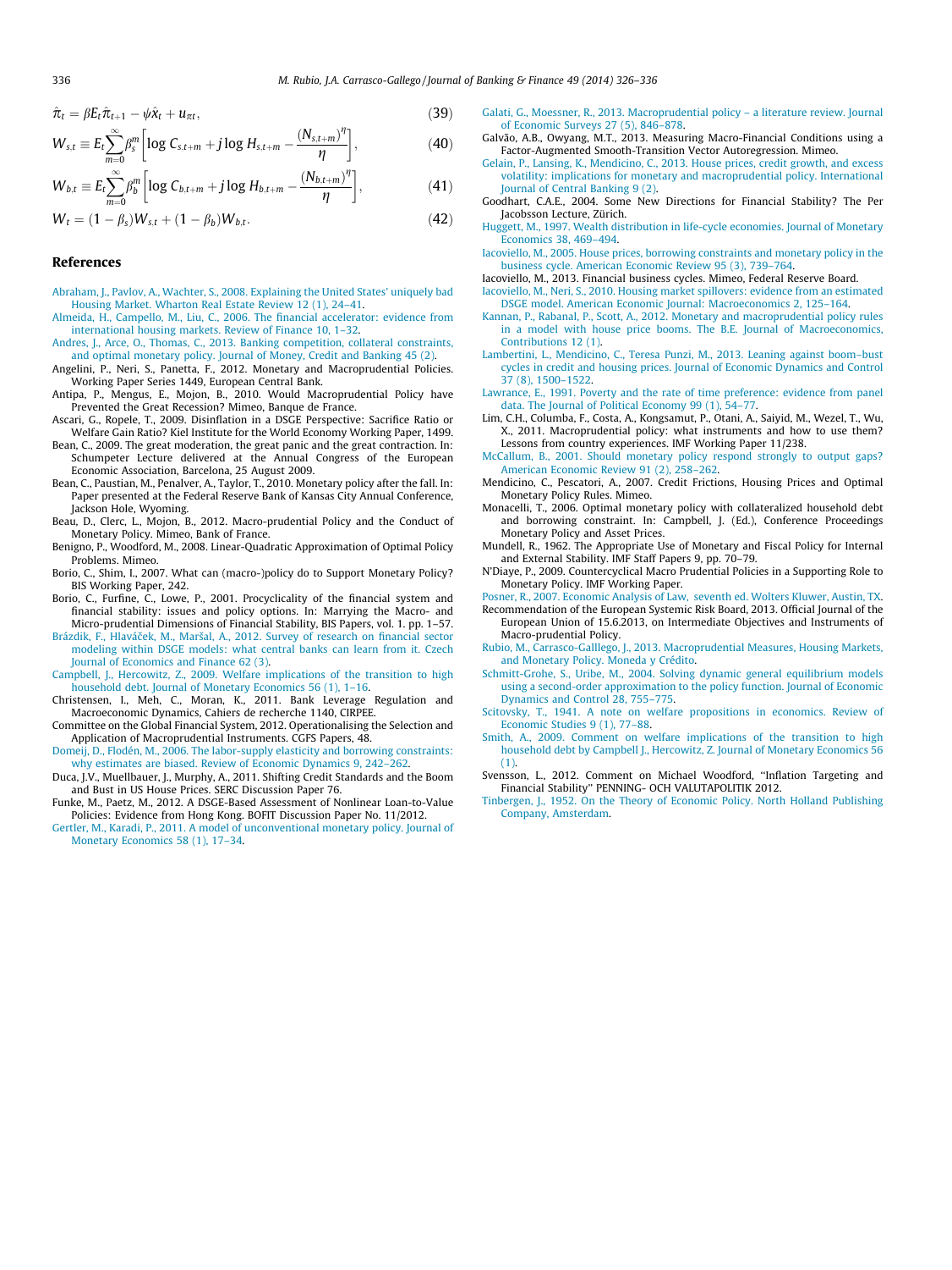$$\hat{\pi}_t = \beta E_t \hat{\pi}_{t+1} - \psi \hat{x}_t + u_{\pi t}, \tag{39}$$

$$W_{s,t} \equiv E_t \sum_{m=0}^{\infty} \beta_s^m \left[ \log C_{s,t+m} + j \log H_{s,t+m} - \frac{(N_{s,t+m})^{\eta}}{\eta} \right], \tag{40}$$

$$W_{b,t} \equiv E_t \sum_{m=0}^{\infty} \beta_b^m \left[ \log C_{b,t+m} + j \log H_{b,t+m} - \frac{(N_{b,t+m})^{\eta}}{\eta} \right], \tag{41}$$

$$W_t = (1 - \beta_s) W_{s,t} + (1 - \beta_b) W_{b,t}. \tag{42}$$

## References

Abraham, J., Pavlov, A., Wachter, S., 2008. Explaining the United States' uniquely bad Housing Market. Wharton Real Estate Review 12 (1), 24–41.

Almeida, H., Campello, M., Liu, C., 2006. The financial accelerator: evidence from international housing markets. Review of Finance 10, 1–32.

Andres, J., Arce, O., Thomas, C., 2013. Banking competition, collateral constraints, and optimal monetary policy. Journal of Money, Credit and Banking 45 (2).

Angelini, P., Neri, S., Panetta, F., 2012. Monetary and Macroprudential Policies. Working Paper Series 1449, European Central Bank.

Antipa, P., Mengus, E., Mojon, B., 2010. Would Macroprudential Policy have Prevented the Great Recession? Mimeo, Banque de France.

Ascari, G., Ropele, T., 2009. Disinflation in a DSGE Perspective: Sacrifice Ratio or Welfare Gain Ratio? Kiel Institute for the World Economy Working Paper, 1499.

Bean, C., 2009. The great moderation, the great panic and the great contraction. In: Schumpeter Lecture delivered at the Annual Congress of the European Economic Association, Barcelona, 25 August 2009.

Bean, C., Paustian, M., Penalver, A., Taylor, T., 2010. Monetary policy after the fall. In: Paper presented at the Federal Reserve Bank of Kansas City Annual Conference, Jackson Hole, Wyoming.

Beau, D., Clerc, L., Mojon, B., 2012. Macro-prudential Policy and the Conduct of Monetary Policy. Mimeo, Bank of France.

Benigno, P., Woodford, M., 2008. Linear-Quadratic Approximation of Optimal Policy Problems. Mimeo.

Borio, C., Shim, I., 2007. What can (macro-)policy do to Support Monetary Policy? BIS Working Paper, 242.

Borio, C., Furfine, C., Lowe, P., 2001. Procyclicality of the financial system and financial stability: issues and policy options. In: Marrying the Macro- and Micro-prudential Dimensions of Financial Stability, BIS Papers, vol. 1. pp. 1–57.

Brázdik, F., Hlaváček, M., Maršal, A., 2012. Survey of research on financial sector modeling within DSGE models: what central banks can learn from it. Czech Journal of Economics and Finance 62 (3).

Campbell, J., Hercowitz, Z., 2009. Welfare implications of the transition to high household debt. Journal of Monetary Economics 56 (1), 1–16.

Christensen, I., Meh, C., Moran, K., 2011. Bank Leverage Regulation and Macroeconomic Dynamics, Cahiers de recherche 1140, CIRPEE.

Committee on the Global Financial System, 2012. Operationalising the Selection and Application of Macroprudential Instruments. CGFS Papers, 48.

Domeij, D., Flodén, M., 2006. The labor-supply elasticity and borrowing constraints: why estimates are biased. Review of Economic Dynamics 9, 242–262.

Duca, J.V., Muellbauer, J., Murphy, A., 2011. Shifting Credit Standards and the Boom and Bust in US House Prices. SERC Discussion Paper 76.

Funke, M., Paetz, M., 2012. A DSGE-Based Assessment of Nonlinear Loan-to-Value Policies: Evidence from Hong Kong. BOFIT Discussion Paper No. 11/2012.

Gertler, M., Karadi, P., 2011. A model of unconventional monetary policy. Journal of Monetary Economics 58 (1), 17–34.

Galati, G., Moessner, R., 2013. Macroprudential policy – a literature review. Journal of Economic Surveys 27 (5), 846–878.

Galvão, A.B., Owyang, M.T., 2013. Measuring Macro-Financial Conditions using a Factor-Augmented Smooth-Transition Vector Autoregression. Mimeo.

Gelain, P., Lansing, K., Mendicino, C., 2013. House prices, credit growth, and excess volatility: implications for monetary and macroprudential policy. International Journal of Central Banking 9 (2).

Goodhart, C.A.E., 2004. Some New Directions for Financial Stability? The Per Jacobsson Lecture, Zürich.

Huggett, M., 1997. Wealth distribution in life-cycle economies. Journal of Monetary Economics 38, 469–494.

Iacoviello, M., 2005. House prices, borrowing constraints and monetary policy in the business cycle. American Economic Review 95 (3), 739–764.

Iacoviello, M., 2013. Financial business cycles. Mimeo, Federal Reserve Board.

Iacoviello, M., Neri, S., 2010. Housing market spillovers: evidence from an estimated DSGE model. American Economic Journal: Macroeconomics 2, 125–164.

Kannan, P., Rabanal, P., Scott, A., 2012. Monetary and macroprudential policy rules in a model with house price booms. The B.E. Journal of Macroeconomics, Contributions 12 (1).

Lambertini, L., Mendicino, C., Teresa Punzi, M., 2013. Leaning against boom–bust cycles in credit and housing prices. Journal of Economic Dynamics and Control 37 (8), 1500–1522.

Lawrance, E., 1991. Poverty and the rate of time preference: evidence from panel data. The Journal of Political Economy 99 (1), 54–77.

Lim, C.H., Columba, F., Costa, A., Kongsamut, P., Otani, A., Saiyid, M., Wezel, T., Wu, X., 2011. Macroprudential policy: what instruments and how to use them? Lessons from country experiences. IMF Working Paper 11/238.

McCallum, B., 2001. Should monetary policy respond strongly to output gaps? American Economic Review 91 (2), 258–262.

Mendicino, C., Pescatori, A., 2007. Credit Frictions, Housing Prices and Optimal Monetary Policy Rules. Mimeo.

Monacelli, T., 2006. Optimal monetary policy with collateralized household debt and borrowing constraint. In: Campbell, J. (Ed.), Conference Proceedings Monetary Policy and Asset Prices.

Mundell, R., 1962. The Appropriate Use of Monetary and Fiscal Policy for Internal and External Stability. IMF Staff Papers 9, pp. 70–79.

N'Diaye, P., 2009. Countercyclical Macro Prudential Policies in a Supporting Role to Monetary Policy. IMF Working Paper.

Posner, R., 2007. Economic Analysis of Law, seventh ed. Wolters Kluwer, Austin, TX.

Recommendation of the European Systemic Risk Board, 2013. Official Journal of the European Union of 15.6.2013, on Intermediate Objectives and Instruments of Macro-prudential Policy.

Rubio, M., Carrasco-Galllego, J., 2013. Macroprudential Measures, Housing Markets, and Monetary Policy. Moneda y Crédito.

Schmitt-Grohe, S., Uribe, M., 2004. Solving dynamic general equilibrium models using a second-order approximation to the policy function. Journal of Economic Dynamics and Control 28, 755–775.

Scitovsky, T., 1941. A note on welfare propositions in economics. Review of Economic Studies 9 (1), 77–88.

Smith, A., 2009. Comment on welfare implications of the transition to high household debt by Campbell J., Hercowitz, Z. Journal of Monetary Economics 56 (1).

Svensson, L., 2012. Comment on Michael Woodford, "Inflation Targeting and Financial Stability" PENNING- OCH VALUTAPOLITIK 2012.

Tinbergen, J., 1952. On the Theory of Economic Policy. North Holland Publishing Company, Amsterdam.